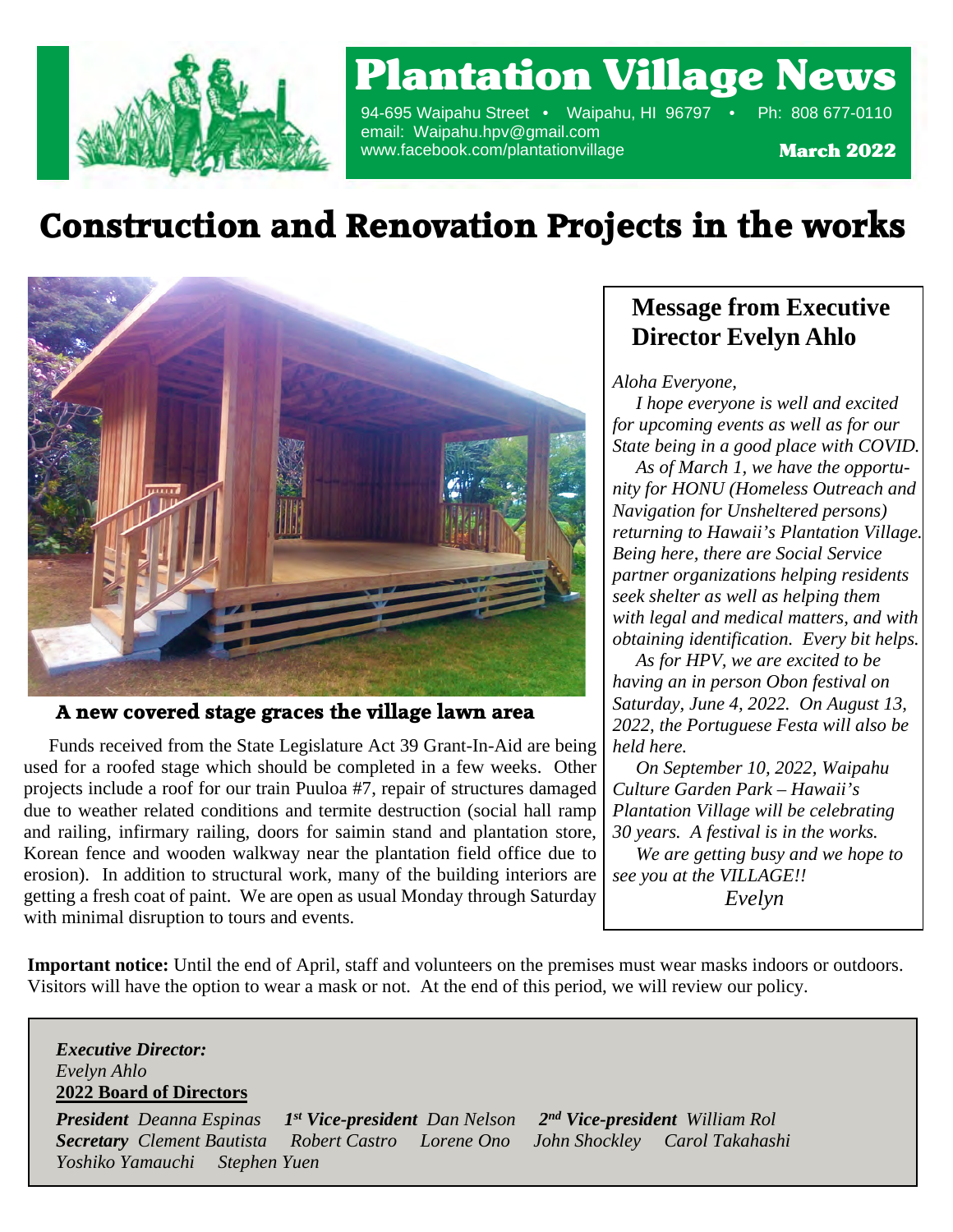# Plantation Village News

94-695 Waipahu Street • Waipahu, HI 96797 • Ph: 808 677-0110
email: Waipahu.hpv@gmail.com
www.facebook.com/plantationvillage

**March 2022**

# Construction and Renovation Projects in the works

**A new covered stage graces the village lawn area**

Funds received from the State Legislature Act 39 Grant-In-Aid are being used for a roofed stage which should be completed in a few weeks. Other projects include a roof for our train Puuloa #7, repair of structures damaged due to weather related conditions and termite destruction (social hall ramp and railing, infirmary railing, doors for saimin stand and plantation store, Korean fence and wooden walkway near the plantation field office due to erosion). In addition to structural work, many of the building interiors are getting a fresh coat of paint. We are open as usual Monday through Saturday with minimal disruption to tours and events.

## Message from Executive Director Evelyn Ahlo

*Aloha Everyone,*

*I hope everyone is well and excited for upcoming events as well as for our State being in a good place with COVID.*

*As of March 1, we have the opportunity for HONU (Homeless Outreach and Navigation for Unsheltered persons) returning to Hawaii's Plantation Village. Being here, there are Social Service partner organizations helping residents seek shelter as well as helping them with legal and medical matters, and with obtaining identification. Every bit helps.*

*As for HPV, we are excited to be having an in person Obon festival on Saturday, June 4, 2022. On August 13, 2022, the Portuguese Festa will also be held here.*

*On September 10, 2022, Waipahu Culture Garden Park – Hawaii's Plantation Village will be celebrating 30 years. A festival is in the works.*

*We are getting busy and we hope to see you at the VILLAGE!!*

*Evelyn*

**Important notice:** Until the end of April, staff and volunteers on the premises must wear masks indoors or outdoors. Visitors will have the option to wear a mask or not. At the end of this period, we will review our policy.

***Executive Director:***
*Evelyn Ahlo*

**2022 Board of Directors**

***President*** *Deanna Espinas* ***1st Vice-president*** *Dan Nelson* ***2nd Vice-president*** *William Rol*
***Secretary*** *Clement Bautista* *Robert Castro* *Lorene Ono* *John Shockley* *Carol Takahashi*
*Yoshiko Yamauchi* *Stephen Yuen*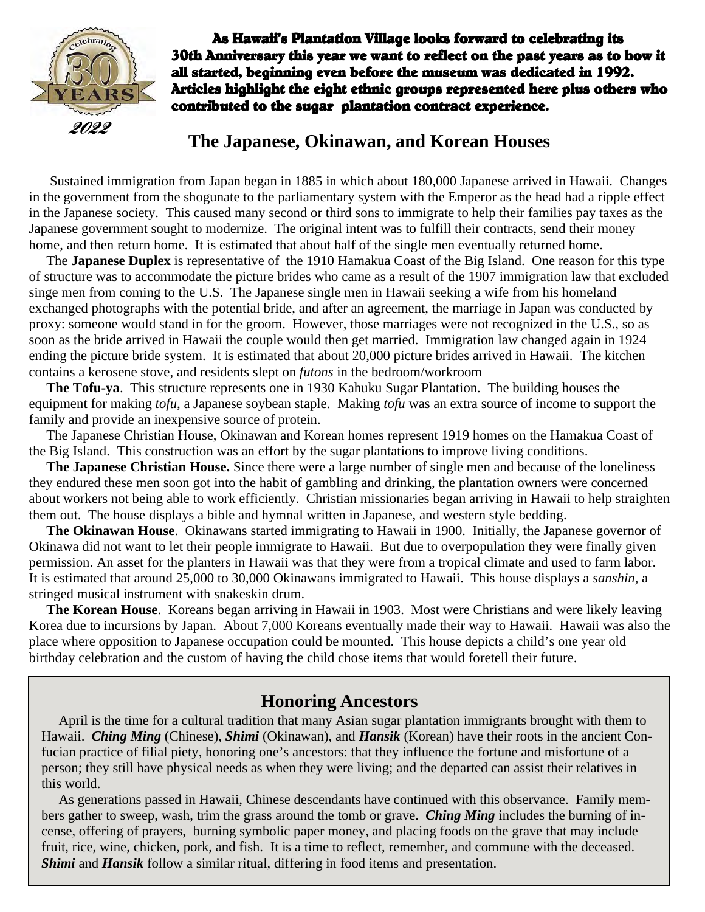**As Hawaii's Plantation Village looks forward to celebrating its 30th Anniversary this year we want to reflect on the past years as to how it all started, beginning even before the museum was dedicated in 1992. Articles highlight the eight ethnic groups represented here plus others who contributed to the sugar plantation contract experience.**

## The Japanese, Okinawan, and Korean Houses

Sustained immigration from Japan began in 1885 in which about 180,000 Japanese arrived in Hawaii. Changes in the government from the shogunate to the parliamentary system with the Emperor as the head had a ripple effect in the Japanese society. This caused many second or third sons to immigrate to help their families pay taxes as the Japanese government sought to modernize. The original intent was to fulfill their contracts, send their money home, and then return home. It is estimated that about half of the single men eventually returned home.

The **Japanese Duplex** is representative of the 1910 Hamakua Coast of the Big Island. One reason for this type of structure was to accommodate the picture brides who came as a result of the 1907 immigration law that excluded singe men from coming to the U.S. The Japanese single men in Hawaii seeking a wife from his homeland exchanged photographs with the potential bride, and after an agreement, the marriage in Japan was conducted by proxy: someone would stand in for the groom. However, those marriages were not recognized in the U.S., so as soon as the bride arrived in Hawaii the couple would then get married. Immigration law changed again in 1924 ending the picture bride system. It is estimated that about 20,000 picture brides arrived in Hawaii. The kitchen contains a kerosene stove, and residents slept on *futons* in the bedroom/workroom

**The Tofu-ya**. This structure represents one in 1930 Kahuku Sugar Plantation. The building houses the equipment for making *tofu*, a Japanese soybean staple. Making *tofu* was an extra source of income to support the family and provide an inexpensive source of protein.

The Japanese Christian House, Okinawan and Korean homes represent 1919 homes on the Hamakua Coast of the Big Island. This construction was an effort by the sugar plantations to improve living conditions.

**The Japanese Christian House.** Since there were a large number of single men and because of the loneliness they endured these men soon got into the habit of gambling and drinking, the plantation owners were concerned about workers not being able to work efficiently. Christian missionaries began arriving in Hawaii to help straighten them out. The house displays a bible and hymnal written in Japanese, and western style bedding.

**The Okinawan House**. Okinawans started immigrating to Hawaii in 1900. Initially, the Japanese governor of Okinawa did not want to let their people immigrate to Hawaii. But due to overpopulation they were finally given permission. An asset for the planters in Hawaii was that they were from a tropical climate and used to farm labor. It is estimated that around 25,000 to 30,000 Okinawans immigrated to Hawaii. This house displays a *sanshin*, a stringed musical instrument with snakeskin drum.

**The Korean House**. Koreans began arriving in Hawaii in 1903. Most were Christians and were likely leaving Korea due to incursions by Japan. About 7,000 Koreans eventually made their way to Hawaii. Hawaii was also the place where opposition to Japanese occupation could be mounted. This house depicts a child's one year old birthday celebration and the custom of having the child chose items that would foretell their future.

## Honoring Ancestors

April is the time for a cultural tradition that many Asian sugar plantation immigrants brought with them to Hawaii. ***Ching Ming*** (Chinese), ***Shimi*** (Okinawan), and ***Hansik*** (Korean) have their roots in the ancient Confucian practice of filial piety, honoring one's ancestors: that they influence the fortune and misfortune of a person; they still have physical needs as when they were living; and the departed can assist their relatives in this world.

As generations passed in Hawaii, Chinese descendants have continued with this observance. Family members gather to sweep, wash, trim the grass around the tomb or grave. ***Ching Ming*** includes the burning of incense, offering of prayers, burning symbolic paper money, and placing foods on the grave that may include fruit, rice, wine, chicken, pork, and fish. It is a time to reflect, remember, and commune with the deceased. ***Shimi*** and ***Hansik*** follow a similar ritual, differing in food items and presentation.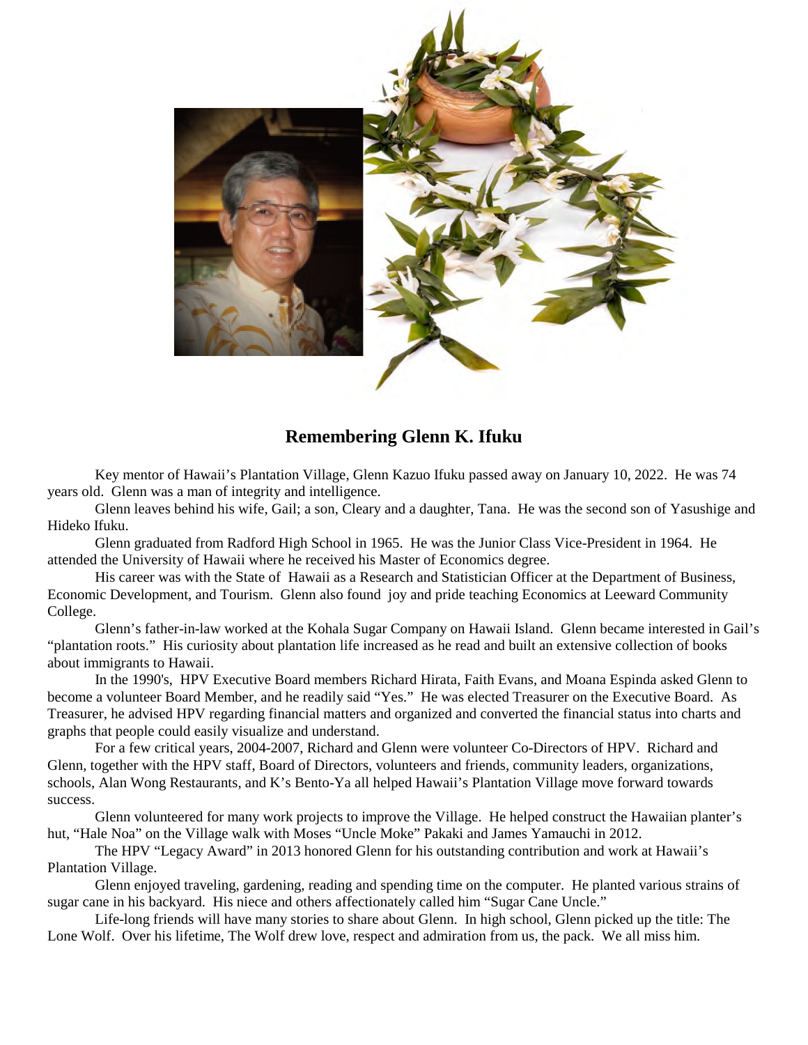## Remembering Glenn K. Ifuku

Key mentor of Hawaii's Plantation Village, Glenn Kazuo Ifuku passed away on January 10, 2022. He was 74 years old. Glenn was a man of integrity and intelligence.

Glenn leaves behind his wife, Gail; a son, Cleary and a daughter, Tana. He was the second son of Yasushige and Hideko Ifuku.

Glenn graduated from Radford High School in 1965. He was the Junior Class Vice-President in 1964. He attended the University of Hawaii where he received his Master of Economics degree.

His career was with the State of Hawaii as a Research and Statistician Officer at the Department of Business, Economic Development, and Tourism. Glenn also found joy and pride teaching Economics at Leeward Community College.

Glenn's father-in-law worked at the Kohala Sugar Company on Hawaii Island. Glenn became interested in Gail's "plantation roots." His curiosity about plantation life increased as he read and built an extensive collection of books about immigrants to Hawaii.

In the 1990's, HPV Executive Board members Richard Hirata, Faith Evans, and Moana Espinda asked Glenn to become a volunteer Board Member, and he readily said "Yes." He was elected Treasurer on the Executive Board. As Treasurer, he advised HPV regarding financial matters and organized and converted the financial status into charts and graphs that people could easily visualize and understand.

For a few critical years, 2004-2007, Richard and Glenn were volunteer Co-Directors of HPV. Richard and Glenn, together with the HPV staff, Board of Directors, volunteers and friends, community leaders, organizations, schools, Alan Wong Restaurants, and K's Bento-Ya all helped Hawaii's Plantation Village move forward towards success.

Glenn volunteered for many work projects to improve the Village. He helped construct the Hawaiian planter's hut, "Hale Noa" on the Village walk with Moses "Uncle Moke" Pakaki and James Yamauchi in 2012.

The HPV "Legacy Award" in 2013 honored Glenn for his outstanding contribution and work at Hawaii's Plantation Village.

Glenn enjoyed traveling, gardening, reading and spending time on the computer. He planted various strains of sugar cane in his backyard. His niece and others affectionately called him "Sugar Cane Uncle."

Life-long friends will have many stories to share about Glenn. In high school, Glenn picked up the title: The Lone Wolf. Over his lifetime, The Wolf drew love, respect and admiration from us, the pack. We all miss him.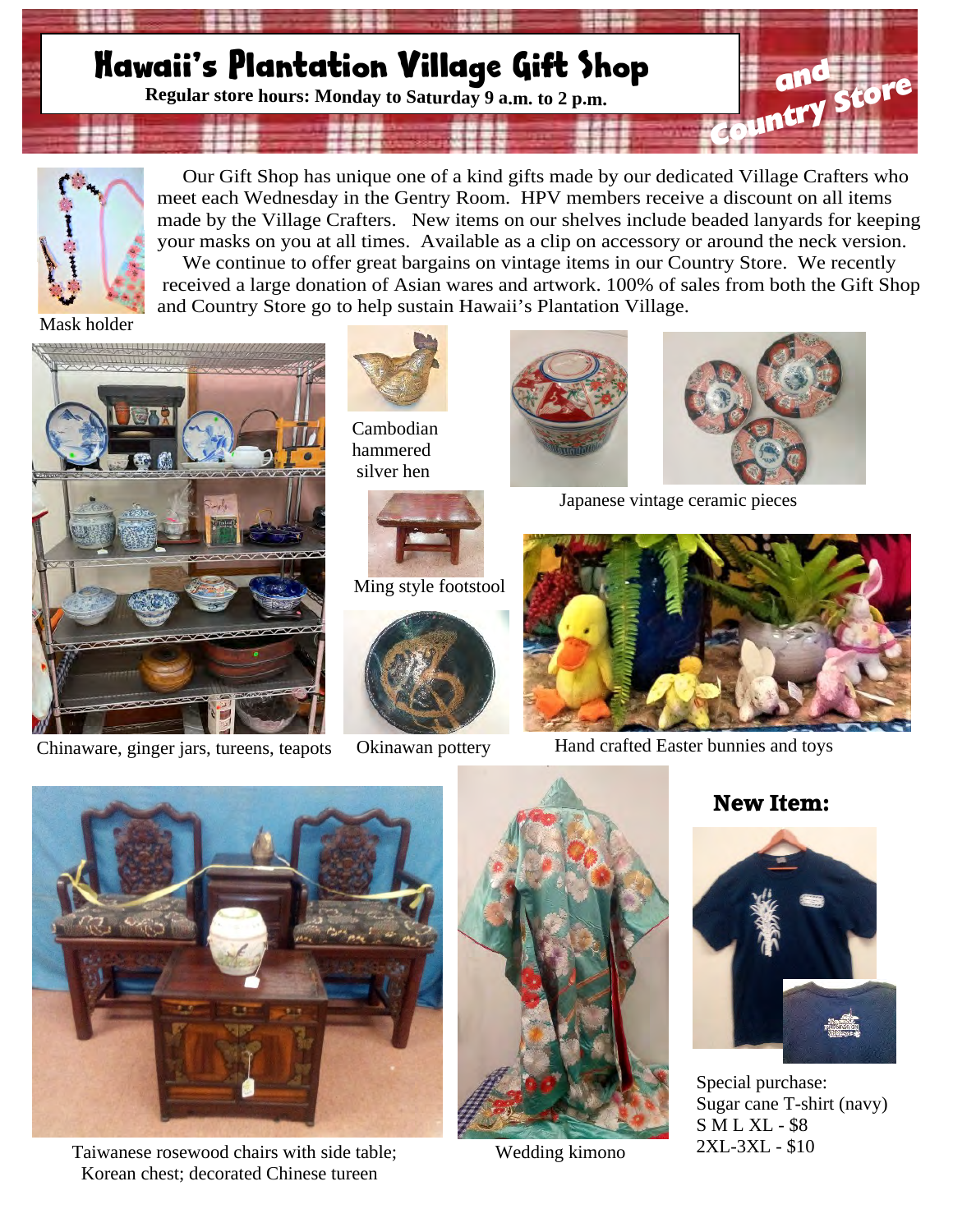# Hawaii's Plantation Village Gift Shop and Country Store

**Regular store hours: Monday to Saturday 9 a.m. to 2 p.m.**

Our Gift Shop has unique one of a kind gifts made by our dedicated Village Crafters who meet each Wednesday in the Gentry Room. HPV members receive a discount on all items made by the Village Crafters. New items on our shelves include beaded lanyards for keeping your masks on you at all times. Available as a clip on accessory or around the neck version.

We continue to offer great bargains on vintage items in our Country Store. We recently received a large donation of Asian wares and artwork. 100% of sales from both the Gift Shop and Country Store go to help sustain Hawaii's Plantation Village.

Mask holder

Chinaware, ginger jars, tureens, teapots

Cambodian hammered silver hen

Ming style footstool

Okinawan pottery

Japanese vintage ceramic pieces

Hand crafted Easter bunnies and toys

Taiwanese rosewood chairs with side table; Korean chest; decorated Chinese tureen

Wedding kimono

**New Item:**

Special purchase:
Sugar cane T-shirt (navy)
S M L XL - $8
2XL-3XL - $10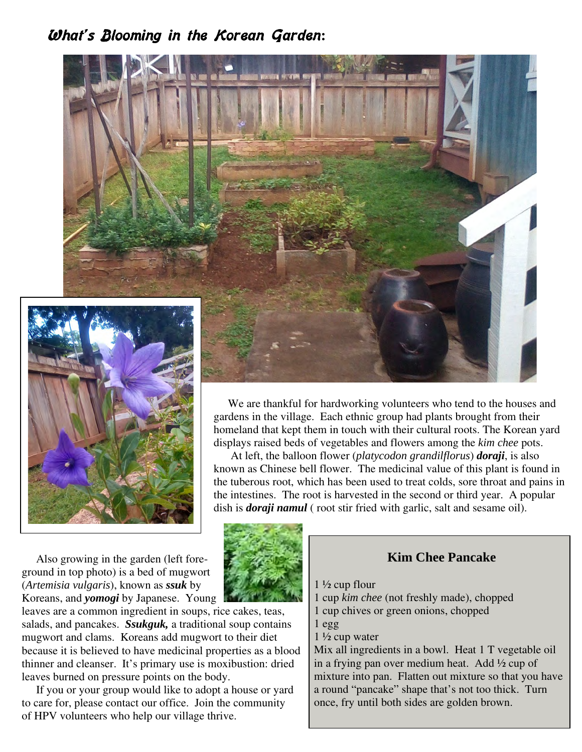## *What's Blooming in the Korean Garden*:

We are thankful for hardworking volunteers who tend to the houses and gardens in the village. Each ethnic group had plants brought from their homeland that kept them in touch with their cultural roots. The Korean yard displays raised beds of vegetables and flowers among the *kim chee* pots.

At left, the balloon flower (*platycodon grandilflorus*) ***doraji***, is also known as Chinese bell flower. The medicinal value of this plant is found in the tuberous root, which has been used to treat colds, sore throat and pains in the intestines. The root is harvested in the second or third year. A popular dish is ***doraji namul*** ( root stir fried with garlic, salt and sesame oil).

Also growing in the garden (left foreground in top photo) is a bed of mugwort (*Artemisia vulgaris*), known as ***ssuk*** by Koreans, and ***yomogi*** by Japanese. Young leaves are a common ingredient in soups, rice cakes, teas, salads, and pancakes. ***Ssukguk,*** a traditional soup contains mugwort and clams. Koreans add mugwort to their diet because it is believed to have medicinal properties as a blood thinner and cleanser. It's primary use is moxibustion: dried leaves burned on pressure points on the body.

If you or your group would like to adopt a house or yard to care for, please contact our office. Join the community of HPV volunteers who help our village thrive.

### Kim Chee Pancake

1 ½ cup flour
1 cup *kim chee* (not freshly made), chopped
1 cup chives or green onions, chopped
1 egg
1 ½ cup water

Mix all ingredients in a bowl. Heat 1 T vegetable oil in a frying pan over medium heat. Add ½ cup of mixture into pan. Flatten out mixture so that you have a round "pancake" shape that's not too thick. Turn once, fry until both sides are golden brown.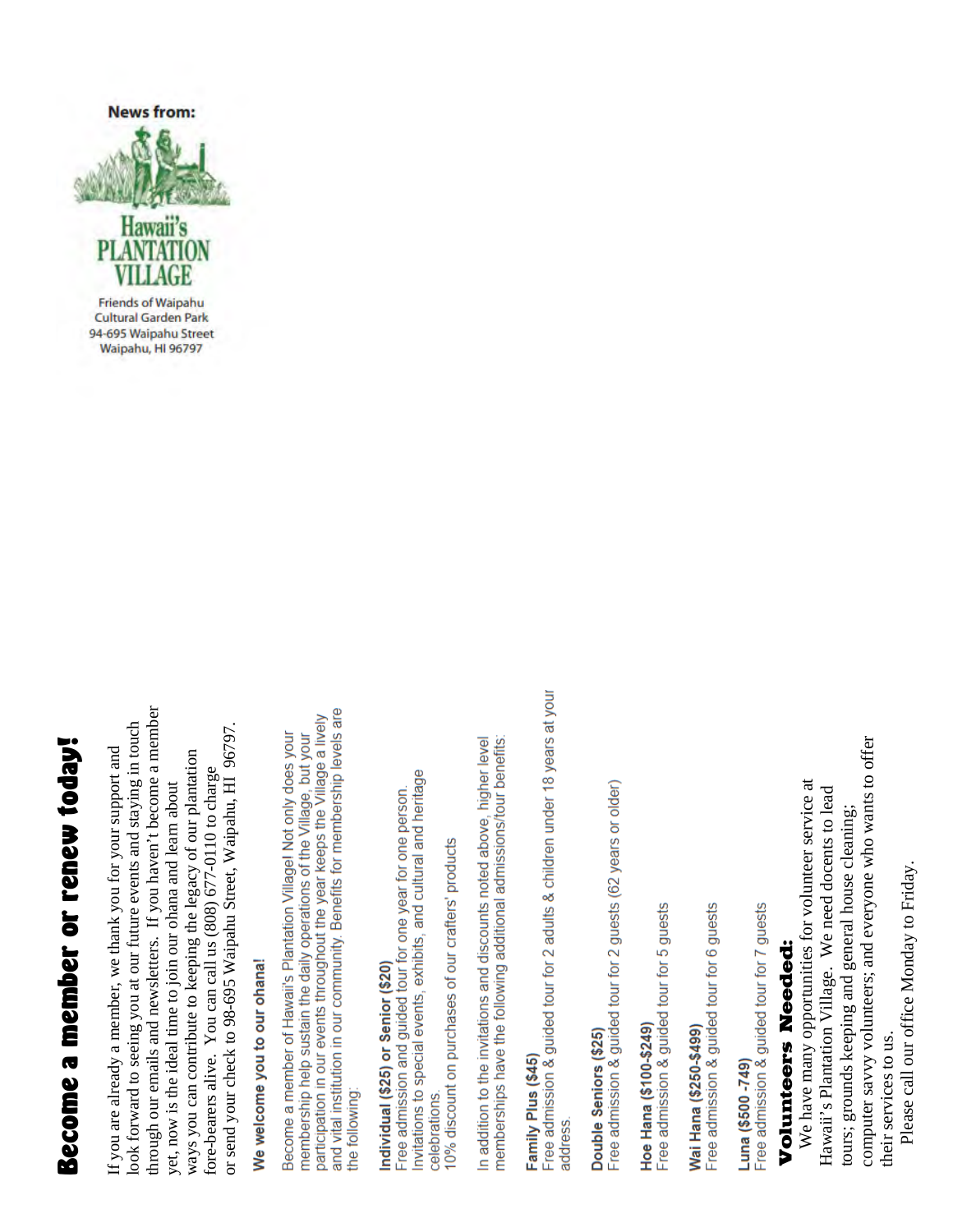News from:

Hawaii's PLANTATION VILLAGE

Friends of Waipahu Cultural Garden Park
94-695 Waipahu Street
Waipahu, HI 96797

# Become a member or renew today!

If you are already a member, we thank you for your support and look forward to seeing you at our future events and staying in touch through our emails and newsletters. If you haven't become a member yet, now is the ideal time to join our ohana and learn about ways you can contribute to keeping the legacy of our plantation fore-bearers alive. You can call us (808) 677-0110 to charge or send your check to 98-695 Waipahu Street, Waipahu, HI 96797.

**We welcome you to our ohana!**

Become a member of Hawaii's Plantation Village! Not only does your membership help sustain the daily operations of the Village, but your participation in our events throughout the year keeps the Village a lively and vital institution in our community. Benefits for membership levels are the following:

**Individual ($25) or Senior ($20)**
Free admission and guided tour for one year for one person.
Invitations to special events, exhibits, and cultural and heritage celebrations.
10% discount on purchases of our crafters' products

In addition to the invitations and discounts noted above, higher level memberships have the following additional admissions/tour benefits:

**Family Plus ($45)**
Free admission & guided tour for 2 adults & children under 18 years at your address.

**Double Seniors ($25)**
Free admission & guided tour for 2 guests (62 years or older)

**Hoe Hana ($100-$249)**
Free admission & guided tour for 5 guests

**Wai Hana ($250-$499)**
Free admission & guided tour for 6 guests

**Luna ($500 -749)**
Free admission & guided tour for 7 guests

## Volunteers Needed:

We have many opportunities for volunteer service at Hawaii's Plantation Village. We need docents to lead tours; grounds keeping and general house cleaning; computer savvy volunteers; and everyone who wants to offer their services to us.

Please call our office Monday to Friday.